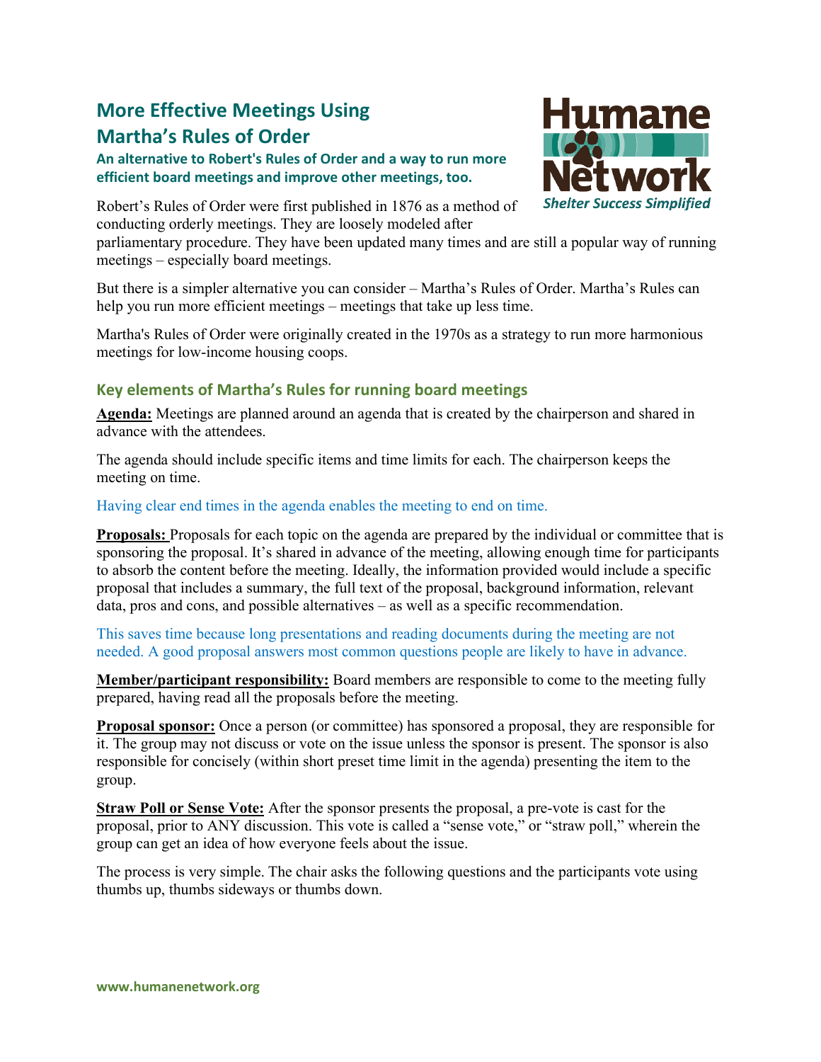# More Effective Meetings Using Martha's Rules of Order

### An alternative to Robert's Rules of Order and a way to run more efficient board meetings and improve other meetings, too.

Robert's Rules of Order were first published in 1876 as a method of conducting orderly meetings. They are loosely modeled after parliamentary procedure. They have been updated many times and are still a popular way of running meetings – especially board meetings.

But there is a simpler alternative you can consider – Martha's Rules of Order. Martha's Rules can help you run more efficient meetings – meetings that take up less time.

Martha's Rules of Order were originally created in the 1970s as a strategy to run more harmonious meetings for low-income housing coops.

## Key elements of Martha's Rules for running board meetings

**Agenda:** Meetings are planned around an agenda that is created by the chairperson and shared in advance with the attendees.

The agenda should include specific items and time limits for each. The chairperson keeps the meeting on time.

Having clear end times in the agenda enables the meeting to end on time.

**Proposals:** Proposals for each topic on the agenda are prepared by the individual or committee that is sponsoring the proposal. It's shared in advance of the meeting, allowing enough time for participants to absorb the content before the meeting. Ideally, the information provided would include a specific proposal that includes a summary, the full text of the proposal, background information, relevant data, pros and cons, and possible alternatives – as well as a specific recommendation.

This saves time because long presentations and reading documents during the meeting are not needed. A good proposal answers most common questions people are likely to have in advance.

**Member/participant responsibility:** Board members are responsible to come to the meeting fully prepared, having read all the proposals before the meeting.

**Proposal sponsor:** Once a person (or committee) has sponsored a proposal, they are responsible for it. The group may not discuss or vote on the issue unless the sponsor is present. The sponsor is also responsible for concisely (within short preset time limit in the agenda) presenting the item to the group.

**Straw Poll or Sense Vote:** After the sponsor presents the proposal, a pre-vote is cast for the proposal, prior to ANY discussion. This vote is called a "sense vote," or "straw poll," wherein the group can get an idea of how everyone feels about the issue.

The process is very simple. The chair asks the following questions and the participants vote using thumbs up, thumbs sideways or thumbs down.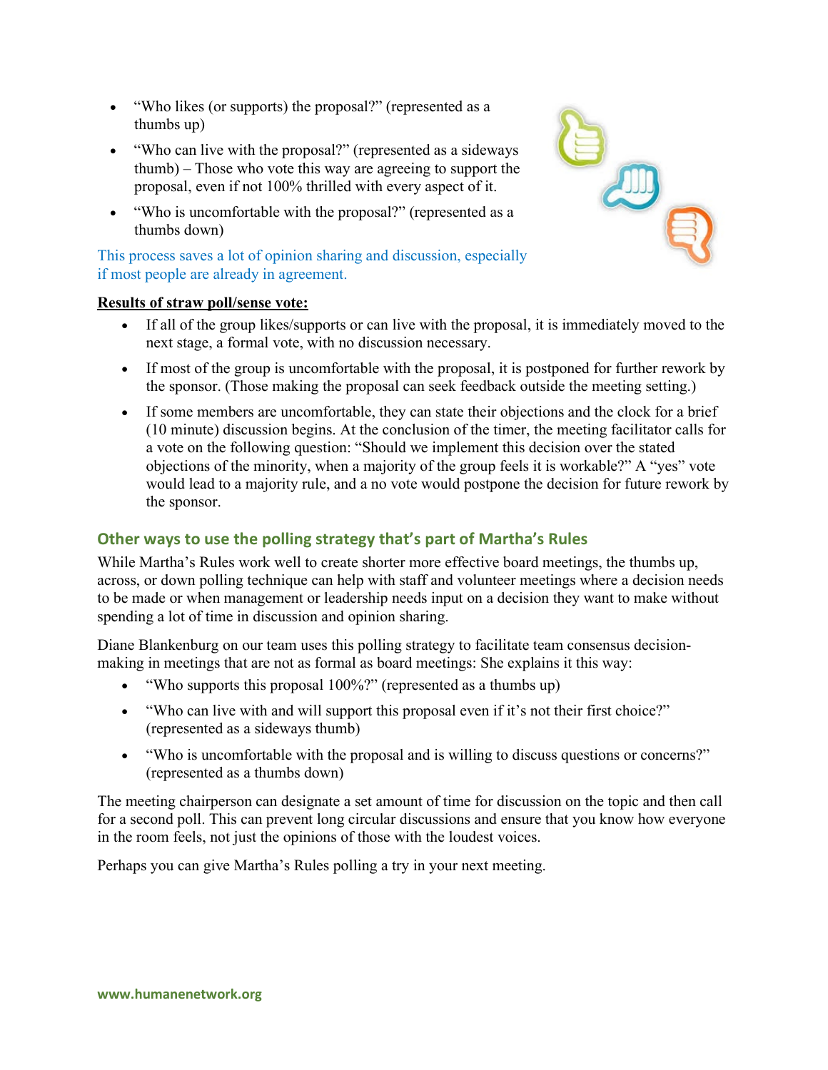- "Who likes (or supports) the proposal?" (represented as a thumbs up)
- "Who can live with the proposal?" (represented as a sideways thumb) – Those who vote this way are agreeing to support the proposal, even if not 100% thrilled with every aspect of it.
- "Who is uncomfortable with the proposal?" (represented as a thumbs down)

This process saves a lot of opinion sharing and discussion, especially if most people are already in agreement.

**Results of straw poll/sense vote:**

- If all of the group likes/supports or can live with the proposal, it is immediately moved to the next stage, a formal vote, with no discussion necessary.
- If most of the group is uncomfortable with the proposal, it is postponed for further rework by the sponsor. (Those making the proposal can seek feedback outside the meeting setting.)
- If some members are uncomfortable, they can state their objections and the clock for a brief (10 minute) discussion begins. At the conclusion of the timer, the meeting facilitator calls for a vote on the following question: "Should we implement this decision over the stated objections of the minority, when a majority of the group feels it is workable?" A "yes" vote would lead to a majority rule, and a no vote would postpone the decision for future rework by the sponsor.

## Other ways to use the polling strategy that's part of Martha's Rules

While Martha's Rules work well to create shorter more effective board meetings, the thumbs up, across, or down polling technique can help with staff and volunteer meetings where a decision needs to be made or when management or leadership needs input on a decision they want to make without spending a lot of time in discussion and opinion sharing.

Diane Blankenburg on our team uses this polling strategy to facilitate team consensus decision-making in meetings that are not as formal as board meetings: She explains it this way:

- "Who supports this proposal 100%?" (represented as a thumbs up)
- "Who can live with and will support this proposal even if it's not their first choice?" (represented as a sideways thumb)
- "Who is uncomfortable with the proposal and is willing to discuss questions or concerns?" (represented as a thumbs down)

The meeting chairperson can designate a set amount of time for discussion on the topic and then call for a second poll. This can prevent long circular discussions and ensure that you know how everyone in the room feels, not just the opinions of those with the loudest voices.

Perhaps you can give Martha's Rules polling a try in your next meeting.